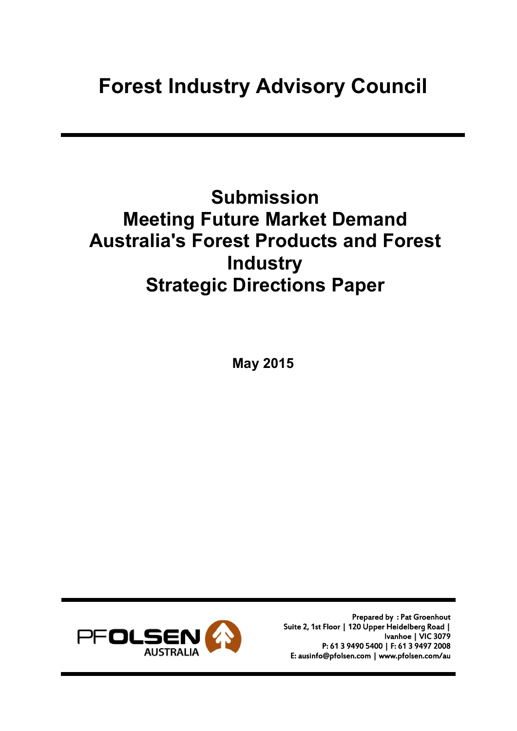# Forest Industry Advisory Council

## Submission
## Meeting Future Market Demand
## Australia's Forest Products and Forest Industry
## Strategic Directions Paper

**May 2015**

PFOLSEN AUSTRALIA

Prepared by : Pat Groenhout
Suite 2, 1st Floor | 120 Upper Heidelberg Road | Ivanhoe | VIC 3079
P: 61 3 9490 5400 | F: 61 3 9497 2008
E: ausinfo@pfolsen.com | www.pfolsen.com/au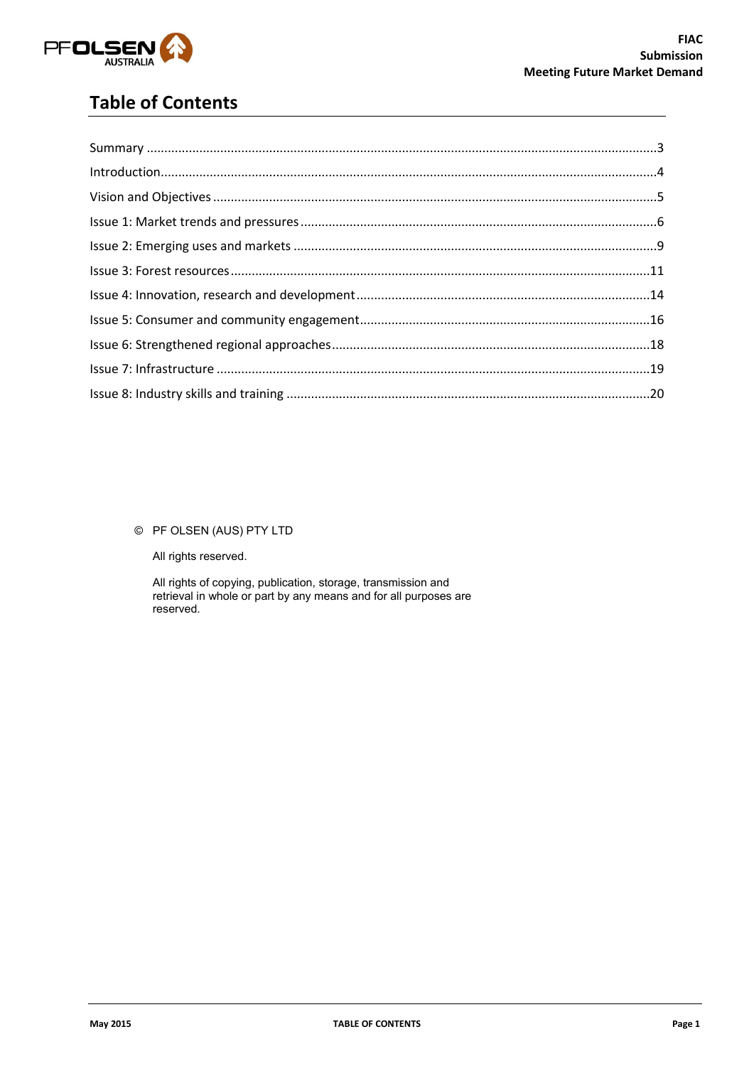# Table of Contents

Summary ....................................................................................................................................3

Introduction.................................................................................................................................4

Vision and Objectives .................................................................................................................5

Issue 1: Market trends and pressures .........................................................................................6

Issue 2: Emerging uses and markets ...........................................................................................9

Issue 3: Forest resources ...........................................................................................................11

Issue 4: Innovation, research and development........................................................................14

Issue 5: Consumer and community engagement......................................................................16

Issue 6: Strengthened regional approaches...............................................................................18

Issue 7: Infrastructure ...............................................................................................................19

Issue 8: Industry skills and training ...........................................................................................20

© PF OLSEN (AUS) PTY LTD

All rights reserved.

All rights of copying, publication, storage, transmission and retrieval in whole or part by any means and for all purposes are reserved.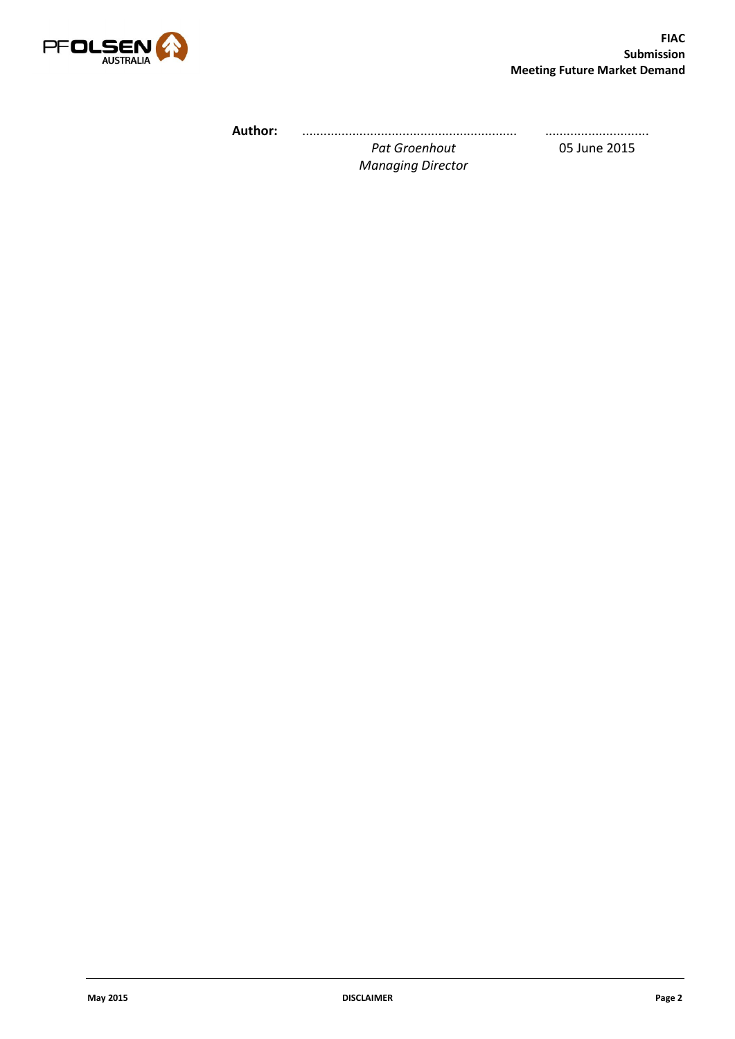**Author:** ............................................................ ............................

*Pat Groenhout* 05 June 2015

*Managing Director*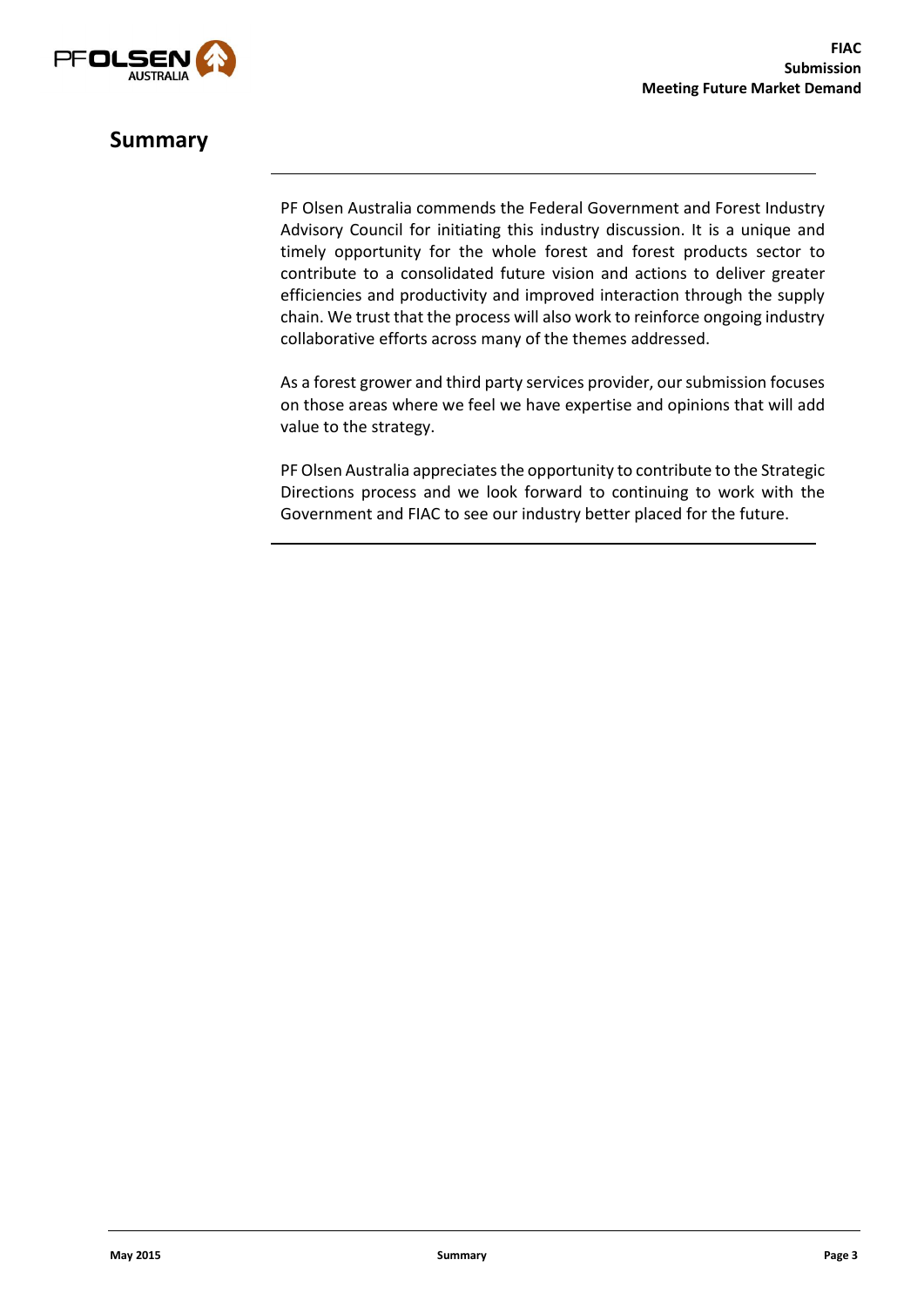# Summary

PF Olsen Australia commends the Federal Government and Forest Industry Advisory Council for initiating this industry discussion. It is a unique and timely opportunity for the whole forest and forest products sector to contribute to a consolidated future vision and actions to deliver greater efficiencies and productivity and improved interaction through the supply chain. We trust that the process will also work to reinforce ongoing industry collaborative efforts across many of the themes addressed.

As a forest grower and third party services provider, our submission focuses on those areas where we feel we have expertise and opinions that will add value to the strategy.

PF Olsen Australia appreciates the opportunity to contribute to the Strategic Directions process and we look forward to continuing to work with the Government and FIAC to see our industry better placed for the future.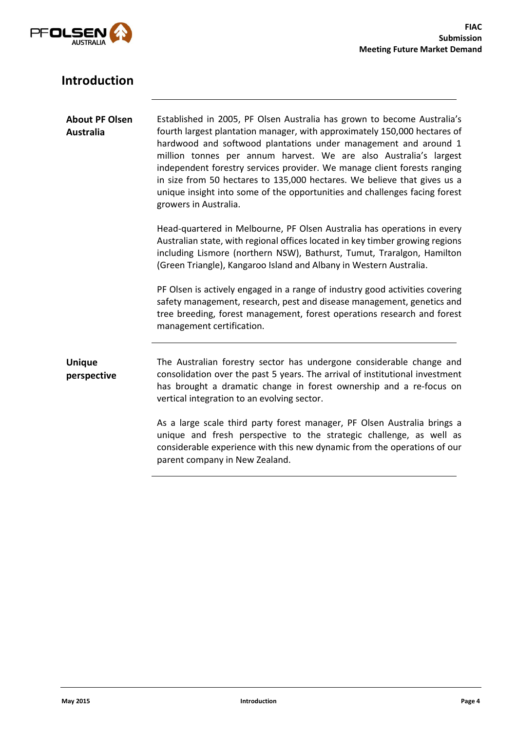# Introduction

**About PF Olsen Australia**

Established in 2005, PF Olsen Australia has grown to become Australia's fourth largest plantation manager, with approximately 150,000 hectares of hardwood and softwood plantations under management and around 1 million tonnes per annum harvest. We are also Australia's largest independent forestry services provider. We manage client forests ranging in size from 50 hectares to 135,000 hectares. We believe that gives us a unique insight into some of the opportunities and challenges facing forest growers in Australia.

Head-quartered in Melbourne, PF Olsen Australia has operations in every Australian state, with regional offices located in key timber growing regions including Lismore (northern NSW), Bathurst, Tumut, Traralgon, Hamilton (Green Triangle), Kangaroo Island and Albany in Western Australia.

PF Olsen is actively engaged in a range of industry good activities covering safety management, research, pest and disease management, genetics and tree breeding, forest management, forest operations research and forest management certification.

**Unique perspective**

The Australian forestry sector has undergone considerable change and consolidation over the past 5 years. The arrival of institutional investment has brought a dramatic change in forest ownership and a re-focus on vertical integration to an evolving sector.

As a large scale third party forest manager, PF Olsen Australia brings a unique and fresh perspective to the strategic challenge, as well as considerable experience with this new dynamic from the operations of our parent company in New Zealand.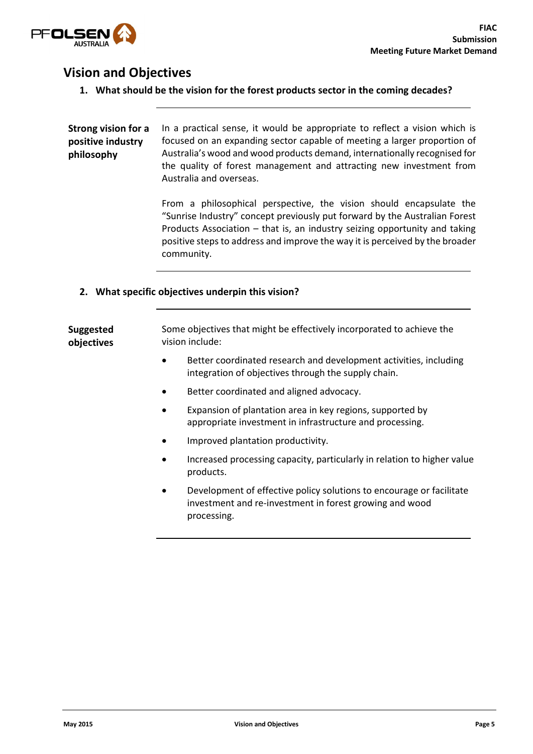## Vision and Objectives

### 1. What should be the vision for the forest products sector in the coming decades?

**Strong vision for a positive industry philosophy**

In a practical sense, it would be appropriate to reflect a vision which is focused on an expanding sector capable of meeting a larger proportion of Australia's wood and wood products demand, internationally recognised for the quality of forest management and attracting new investment from Australia and overseas.

From a philosophical perspective, the vision should encapsulate the "Sunrise Industry" concept previously put forward by the Australian Forest Products Association – that is, an industry seizing opportunity and taking positive steps to address and improve the way it is perceived by the broader community.

### 2. What specific objectives underpin this vision?

**Suggested objectives**

Some objectives that might be effectively incorporated to achieve the vision include:

- Better coordinated research and development activities, including integration of objectives through the supply chain.
- Better coordinated and aligned advocacy.
- Expansion of plantation area in key regions, supported by appropriate investment in infrastructure and processing.
- Improved plantation productivity.
- Increased processing capacity, particularly in relation to higher value products.
- Development of effective policy solutions to encourage or facilitate investment and re-investment in forest growing and wood processing.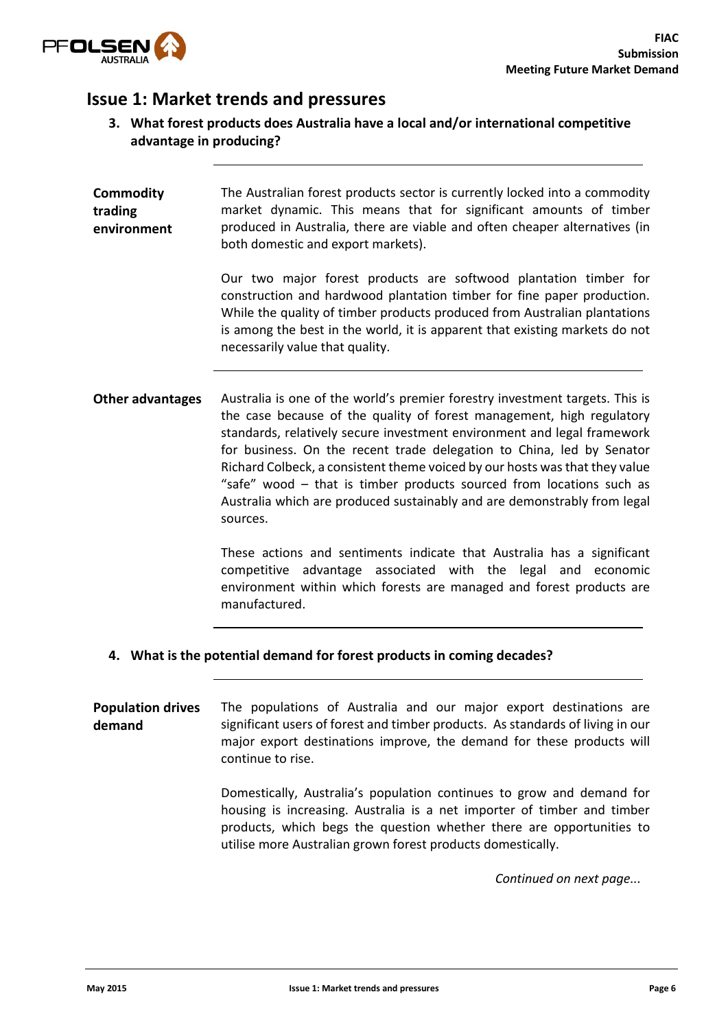## Issue 1: Market trends and pressures

### 3. What forest products does Australia have a local and/or international competitive advantage in producing?

**Commodity trading environment**

The Australian forest products sector is currently locked into a commodity market dynamic. This means that for significant amounts of timber produced in Australia, there are viable and often cheaper alternatives (in both domestic and export markets).

Our two major forest products are softwood plantation timber for construction and hardwood plantation timber for fine paper production. While the quality of timber products produced from Australian plantations is among the best in the world, it is apparent that existing markets do not necessarily value that quality.

**Other advantages**

Australia is one of the world's premier forestry investment targets. This is the case because of the quality of forest management, high regulatory standards, relatively secure investment environment and legal framework for business. On the recent trade delegation to China, led by Senator Richard Colbeck, a consistent theme voiced by our hosts was that they value "safe" wood – that is timber products sourced from locations such as Australia which are produced sustainably and are demonstrably from legal sources.

These actions and sentiments indicate that Australia has a significant competitive advantage associated with the legal and economic environment within which forests are managed and forest products are manufactured.

### 4. What is the potential demand for forest products in coming decades?

**Population drives demand**

The populations of Australia and our major export destinations are significant users of forest and timber products. As standards of living in our major export destinations improve, the demand for these products will continue to rise.

Domestically, Australia's population continues to grow and demand for housing is increasing. Australia is a net importer of timber and timber products, which begs the question whether there are opportunities to utilise more Australian grown forest products domestically.

*Continued on next page...*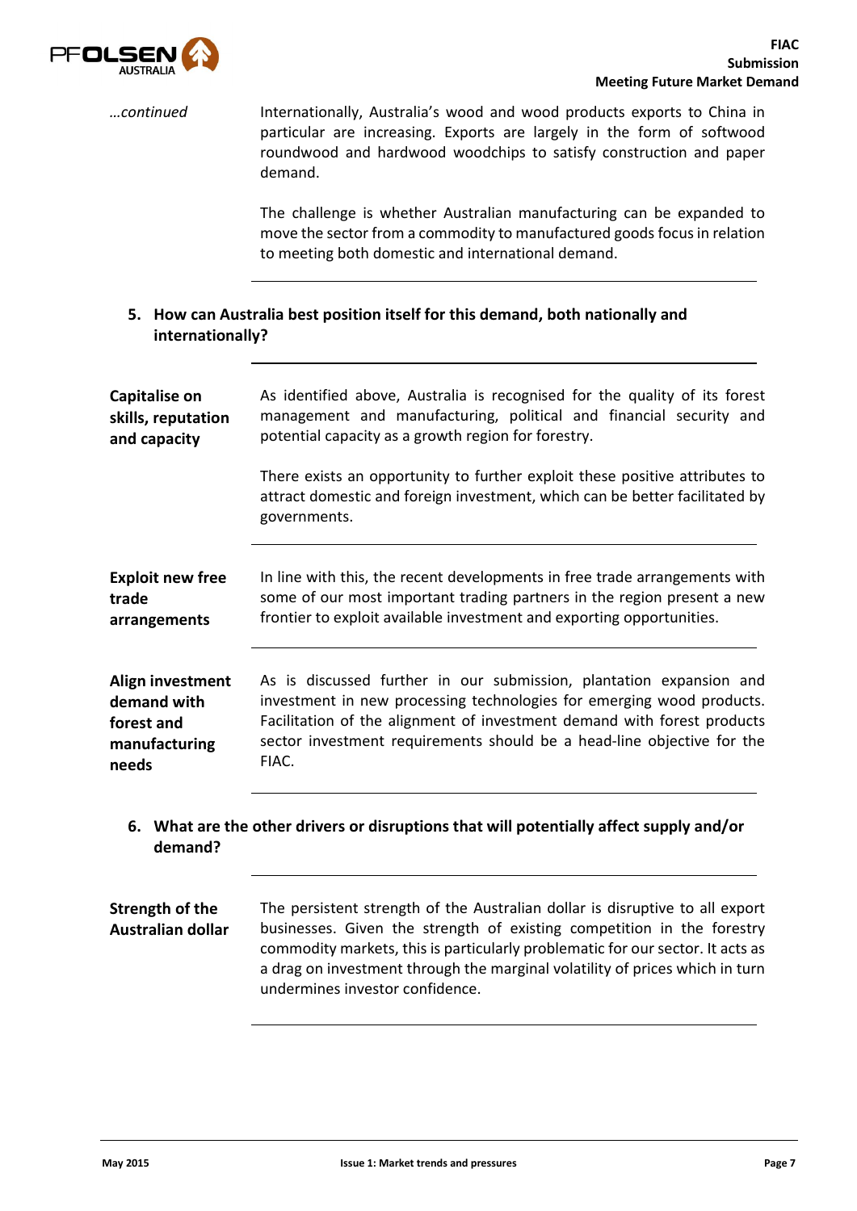*…continued*

Internationally, Australia's wood and wood products exports to China in particular are increasing. Exports are largely in the form of softwood roundwood and hardwood woodchips to satisfy construction and paper demand.

The challenge is whether Australian manufacturing can be expanded to move the sector from a commodity to manufactured goods focus in relation to meeting both domestic and international demand.

---

### 5. How can Australia best position itself for this demand, both nationally and internationally?

---

**Capitalise on skills, reputation and capacity**

As identified above, Australia is recognised for the quality of its forest management and manufacturing, political and financial security and potential capacity as a growth region for forestry.

There exists an opportunity to further exploit these positive attributes to attract domestic and foreign investment, which can be better facilitated by governments.

---

**Exploit new free trade arrangements**

In line with this, the recent developments in free trade arrangements with some of our most important trading partners in the region present a new frontier to exploit available investment and exporting opportunities.

---

**Align investment demand with forest and manufacturing needs**

As is discussed further in our submission, plantation expansion and investment in new processing technologies for emerging wood products. Facilitation of the alignment of investment demand with forest products sector investment requirements should be a head-line objective for the FIAC.

---

### 6. What are the other drivers or disruptions that will potentially affect supply and/or demand?

---

**Strength of the Australian dollar**

The persistent strength of the Australian dollar is disruptive to all export businesses. Given the strength of existing competition in the forestry commodity markets, this is particularly problematic for our sector. It acts as a drag on investment through the marginal volatility of prices which in turn undermines investor confidence.

---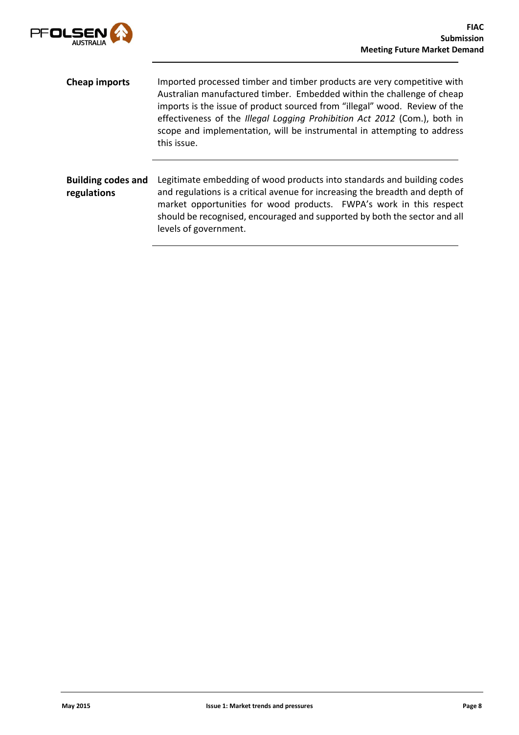**Cheap imports**

Imported processed timber and timber products are very competitive with Australian manufactured timber. Embedded within the challenge of cheap imports is the issue of product sourced from "illegal" wood. Review of the effectiveness of the *Illegal Logging Prohibition Act 2012* (Com.), both in scope and implementation, will be instrumental in attempting to address this issue.

**Building codes and regulations**

Legitimate embedding of wood products into standards and building codes and regulations is a critical avenue for increasing the breadth and depth of market opportunities for wood products. FWPA's work in this respect should be recognised, encouraged and supported by both the sector and all levels of government.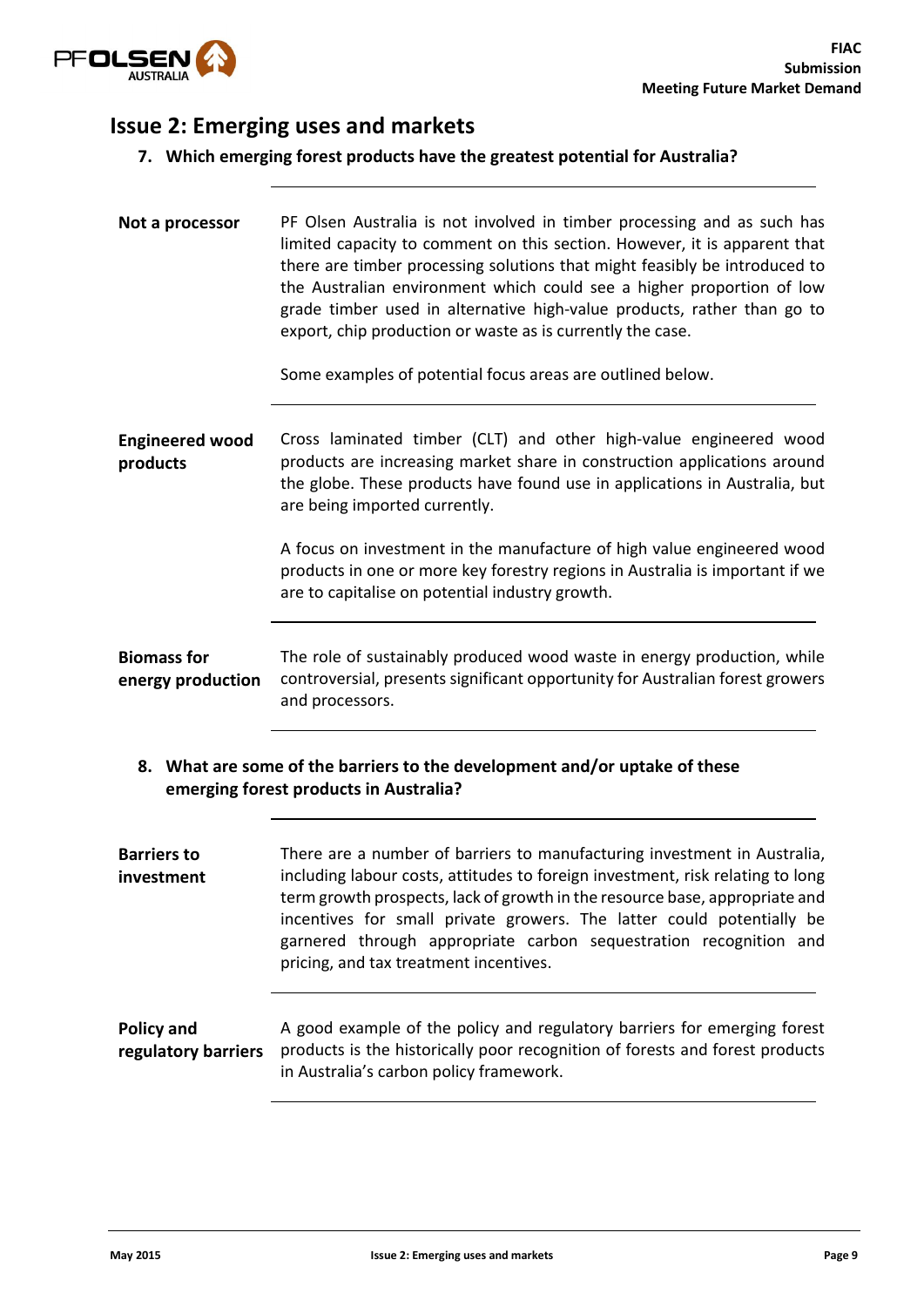## Issue 2: Emerging uses and markets

**7. Which emerging forest products have the greatest potential for Australia?**

**Not a processor**

PF Olsen Australia is not involved in timber processing and as such has limited capacity to comment on this section. However, it is apparent that there are timber processing solutions that might feasibly be introduced to the Australian environment which could see a higher proportion of low grade timber used in alternative high-value products, rather than go to export, chip production or waste as is currently the case.

Some examples of potential focus areas are outlined below.

**Engineered wood products**

Cross laminated timber (CLT) and other high-value engineered wood products are increasing market share in construction applications around the globe. These products have found use in applications in Australia, but are being imported currently.

A focus on investment in the manufacture of high value engineered wood products in one or more key forestry regions in Australia is important if we are to capitalise on potential industry growth.

**Biomass for energy production**

The role of sustainably produced wood waste in energy production, while controversial, presents significant opportunity for Australian forest growers and processors.

**8. What are some of the barriers to the development and/or uptake of these emerging forest products in Australia?**

**Barriers to investment**

There are a number of barriers to manufacturing investment in Australia, including labour costs, attitudes to foreign investment, risk relating to long term growth prospects, lack of growth in the resource base, appropriate and incentives for small private growers. The latter could potentially be garnered through appropriate carbon sequestration recognition and pricing, and tax treatment incentives.

**Policy and regulatory barriers**

A good example of the policy and regulatory barriers for emerging forest products is the historically poor recognition of forests and forest products in Australia's carbon policy framework.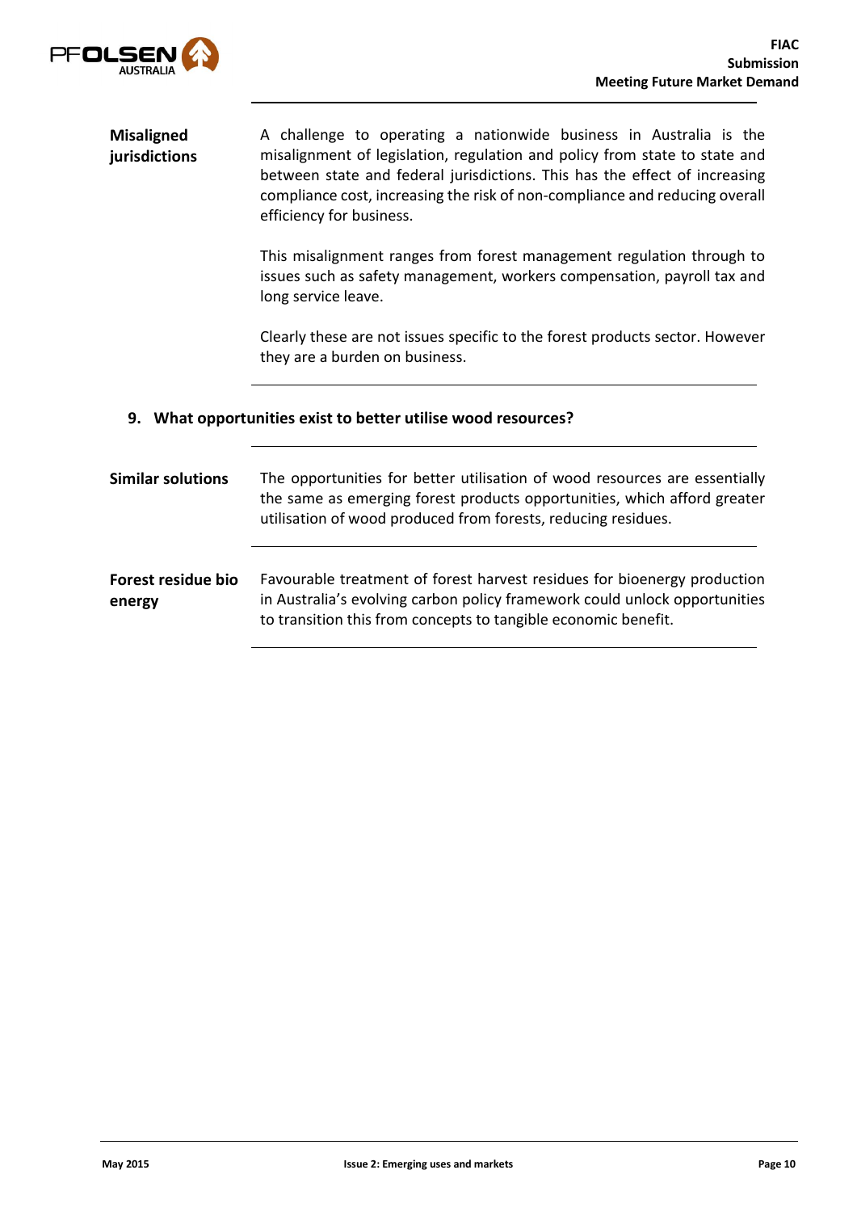**Misaligned jurisdictions**

A challenge to operating a nationwide business in Australia is the misalignment of legislation, regulation and policy from state to state and between state and federal jurisdictions. This has the effect of increasing compliance cost, increasing the risk of non-compliance and reducing overall efficiency for business.

This misalignment ranges from forest management regulation through to issues such as safety management, workers compensation, payroll tax and long service leave.

Clearly these are not issues specific to the forest products sector. However they are a burden on business.

### 9. What opportunities exist to better utilise wood resources?

**Similar solutions**

The opportunities for better utilisation of wood resources are essentially the same as emerging forest products opportunities, which afford greater utilisation of wood produced from forests, reducing residues.

**Forest residue bio energy**

Favourable treatment of forest harvest residues for bioenergy production in Australia's evolving carbon policy framework could unlock opportunities to transition this from concepts to tangible economic benefit.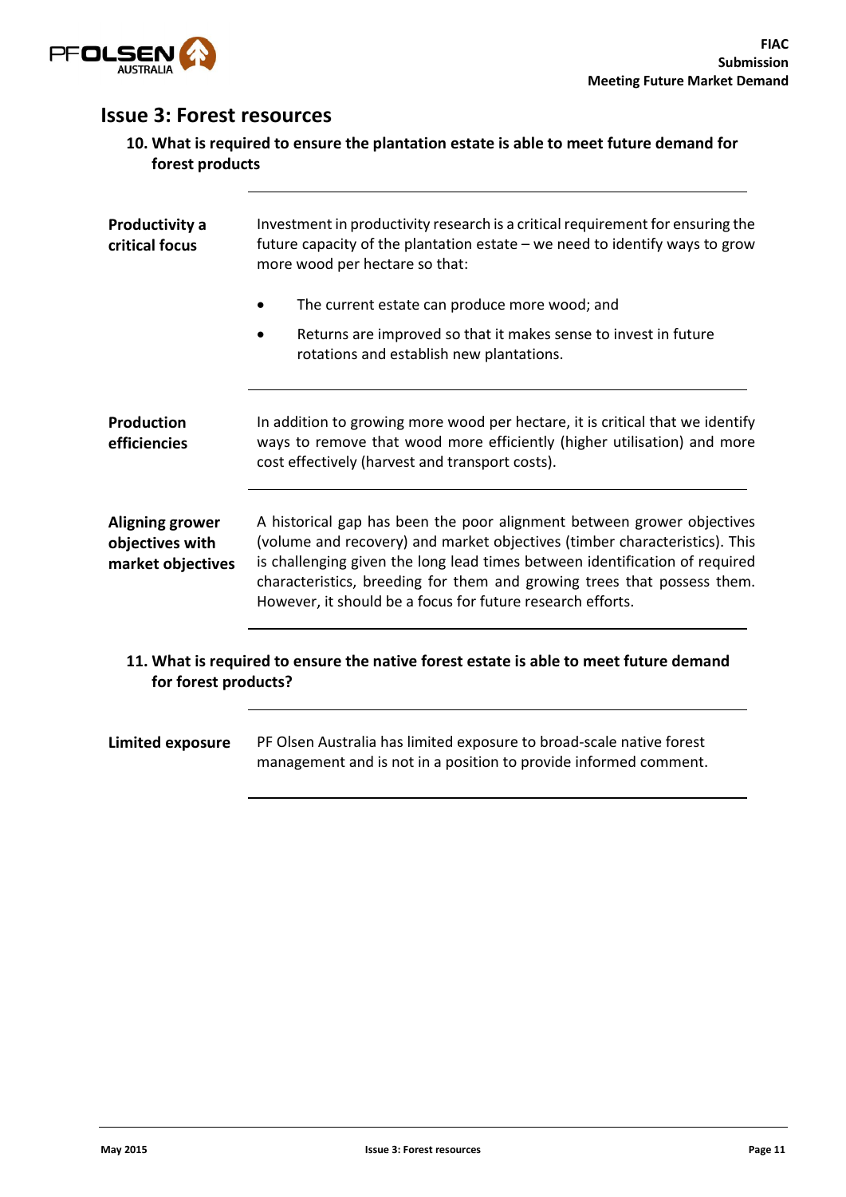## Issue 3: Forest resources

### 10. What is required to ensure the plantation estate is able to meet future demand for forest products

**Productivity a critical focus**

Investment in productivity research is a critical requirement for ensuring the future capacity of the plantation estate – we need to identify ways to grow more wood per hectare so that:

- The current estate can produce more wood; and
- Returns are improved so that it makes sense to invest in future rotations and establish new plantations.

**Production efficiencies**

In addition to growing more wood per hectare, it is critical that we identify ways to remove that wood more efficiently (higher utilisation) and more cost effectively (harvest and transport costs).

**Aligning grower objectives with market objectives**

A historical gap has been the poor alignment between grower objectives (volume and recovery) and market objectives (timber characteristics). This is challenging given the long lead times between identification of required characteristics, breeding for them and growing trees that possess them. However, it should be a focus for future research efforts.

### 11. What is required to ensure the native forest estate is able to meet future demand for forest products?

**Limited exposure**

PF Olsen Australia has limited exposure to broad-scale native forest management and is not in a position to provide informed comment.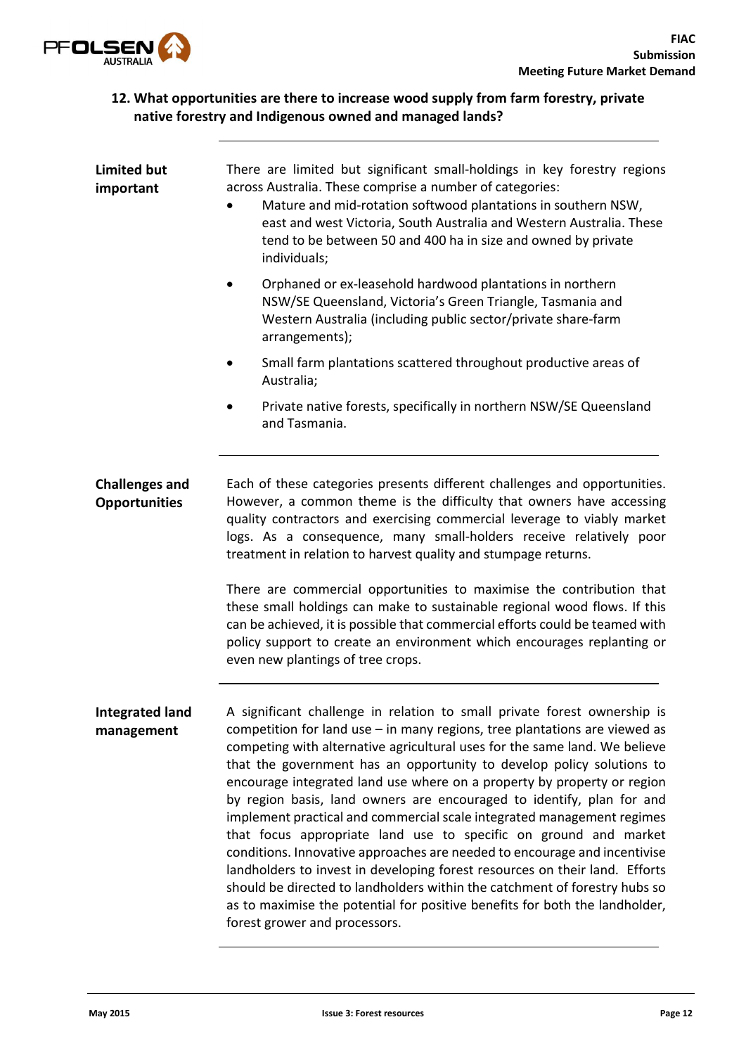## 12. What opportunities are there to increase wood supply from farm forestry, private native forestry and Indigenous owned and managed lands?

**Limited but important**

There are limited but significant small-holdings in key forestry regions across Australia. These comprise a number of categories:

- Mature and mid-rotation softwood plantations in southern NSW, east and west Victoria, South Australia and Western Australia. These tend to be between 50 and 400 ha in size and owned by private individuals;
- Orphaned or ex-leasehold hardwood plantations in northern NSW/SE Queensland, Victoria's Green Triangle, Tasmania and Western Australia (including public sector/private share-farm arrangements);
- Small farm plantations scattered throughout productive areas of Australia;
- Private native forests, specifically in northern NSW/SE Queensland and Tasmania.

**Challenges and Opportunities**

Each of these categories presents different challenges and opportunities. However, a common theme is the difficulty that owners have accessing quality contractors and exercising commercial leverage to viably market logs. As a consequence, many small-holders receive relatively poor treatment in relation to harvest quality and stumpage returns.

There are commercial opportunities to maximise the contribution that these small holdings can make to sustainable regional wood flows. If this can be achieved, it is possible that commercial efforts could be teamed with policy support to create an environment which encourages replanting or even new plantings of tree crops.

**Integrated land management**

A significant challenge in relation to small private forest ownership is competition for land use – in many regions, tree plantations are viewed as competing with alternative agricultural uses for the same land. We believe that the government has an opportunity to develop policy solutions to encourage integrated land use where on a property by property or region by region basis, land owners are encouraged to identify, plan for and implement practical and commercial scale integrated management regimes that focus appropriate land use to specific on ground and market conditions. Innovative approaches are needed to encourage and incentivise landholders to invest in developing forest resources on their land. Efforts should be directed to landholders within the catchment of forestry hubs so as to maximise the potential for positive benefits for both the landholder, forest grower and processors.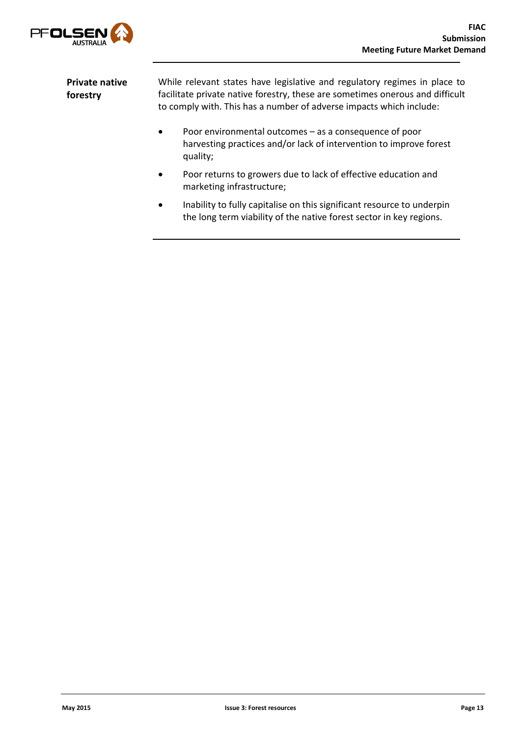**Private native forestry**

While relevant states have legislative and regulatory regimes in place to facilitate private native forestry, these are sometimes onerous and difficult to comply with. This has a number of adverse impacts which include:

- Poor environmental outcomes – as a consequence of poor harvesting practices and/or lack of intervention to improve forest quality;
- Poor returns to growers due to lack of effective education and marketing infrastructure;
- Inability to fully capitalise on this significant resource to underpin the long term viability of the native forest sector in key regions.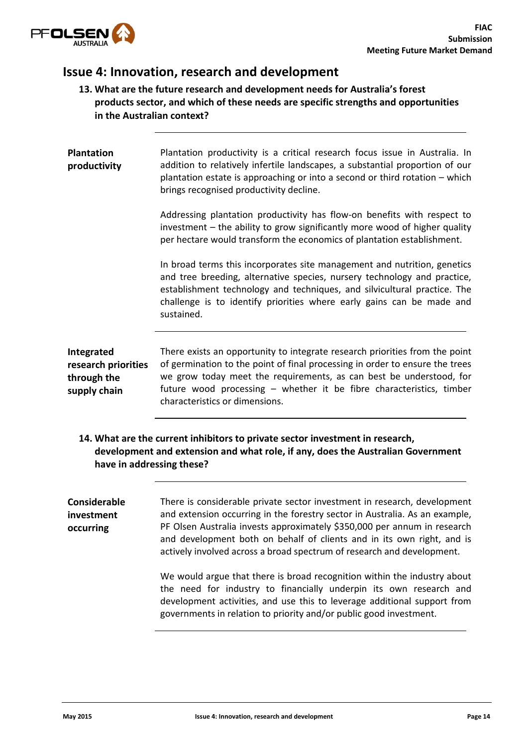## Issue 4: Innovation, research and development

### 13. What are the future research and development needs for Australia's forest products sector, and which of these needs are specific strengths and opportunities in the Australian context?

**Plantation productivity**

Plantation productivity is a critical research focus issue in Australia. In addition to relatively infertile landscapes, a substantial proportion of our plantation estate is approaching or into a second or third rotation – which brings recognised productivity decline.

Addressing plantation productivity has flow-on benefits with respect to investment – the ability to grow significantly more wood of higher quality per hectare would transform the economics of plantation establishment.

In broad terms this incorporates site management and nutrition, genetics and tree breeding, alternative species, nursery technology and practice, establishment technology and techniques, and silvicultural practice. The challenge is to identify priorities where early gains can be made and sustained.

**Integrated research priorities through the supply chain**

There exists an opportunity to integrate research priorities from the point of germination to the point of final processing in order to ensure the trees we grow today meet the requirements, as can best be understood, for future wood processing – whether it be fibre characteristics, timber characteristics or dimensions.

### 14. What are the current inhibitors to private sector investment in research, development and extension and what role, if any, does the Australian Government have in addressing these?

**Considerable investment occurring**

There is considerable private sector investment in research, development and extension occurring in the forestry sector in Australia. As an example, PF Olsen Australia invests approximately $350,000 per annum in research and development both on behalf of clients and in its own right, and is actively involved across a broad spectrum of research and development.

We would argue that there is broad recognition within the industry about the need for industry to financially underpin its own research and development activities, and use this to leverage additional support from governments in relation to priority and/or public good investment.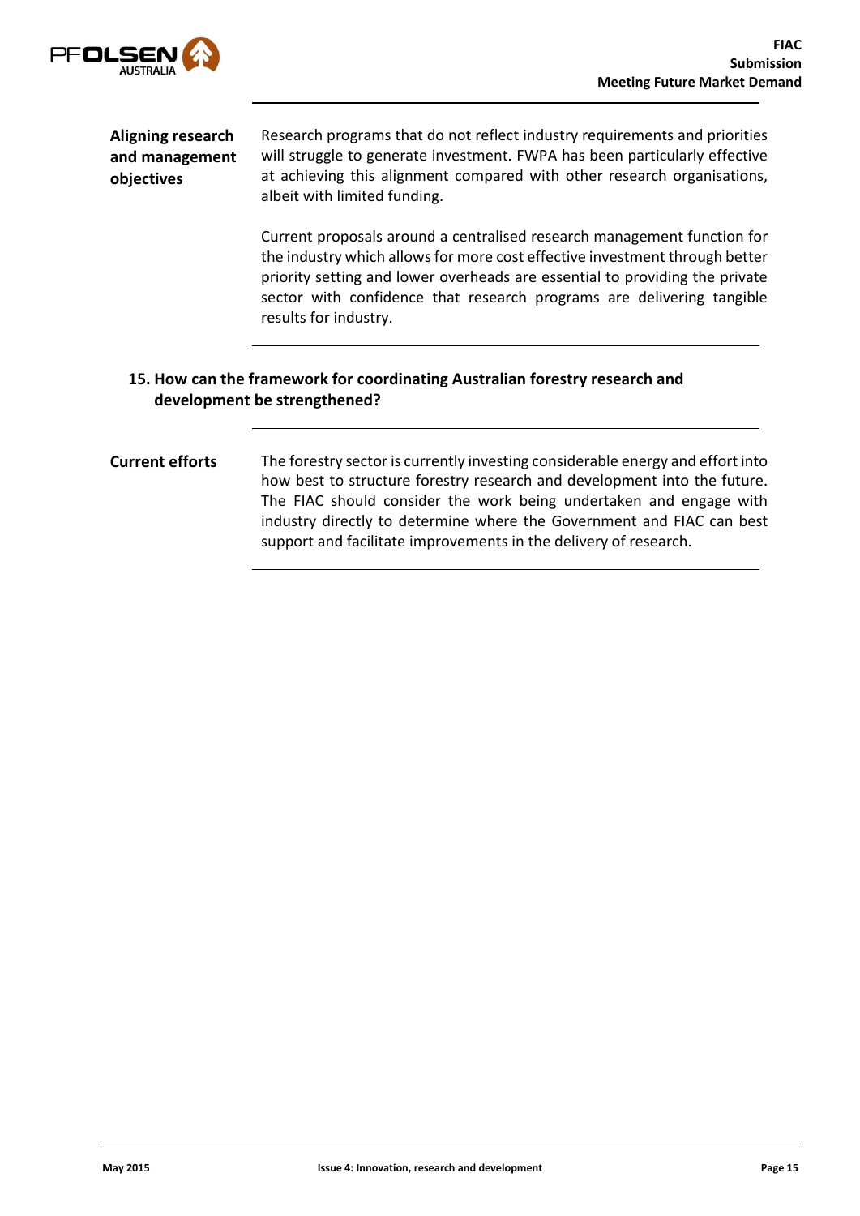**Aligning research and management objectives**

Research programs that do not reflect industry requirements and priorities will struggle to generate investment. FWPA has been particularly effective at achieving this alignment compared with other research organisations, albeit with limited funding.

Current proposals around a centralised research management function for the industry which allows for more cost effective investment through better priority setting and lower overheads are essential to providing the private sector with confidence that research programs are delivering tangible results for industry.

### 15. How can the framework for coordinating Australian forestry research and development be strengthened?

**Current efforts**

The forestry sector is currently investing considerable energy and effort into how best to structure forestry research and development into the future. The FIAC should consider the work being undertaken and engage with industry directly to determine where the Government and FIAC can best support and facilitate improvements in the delivery of research.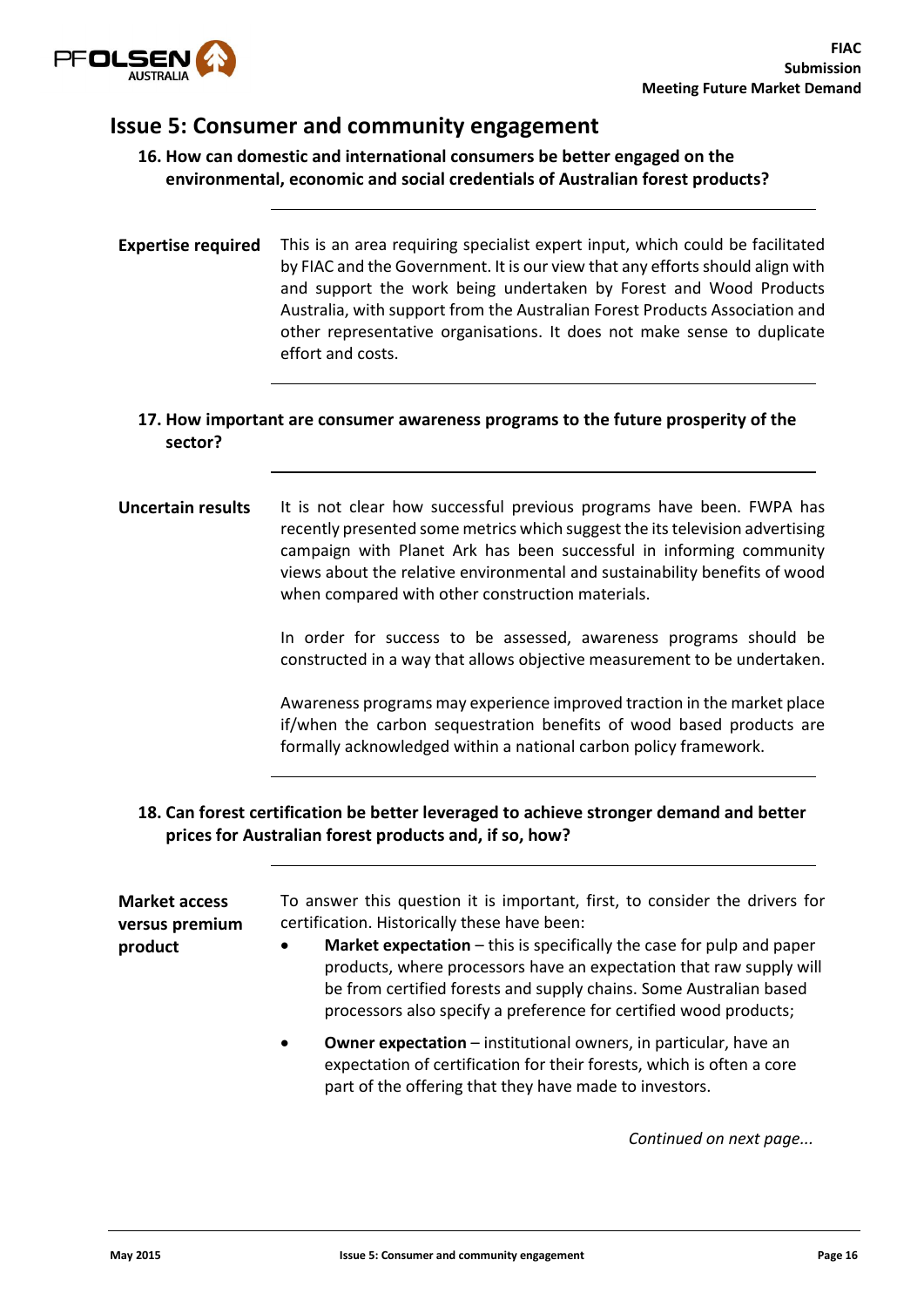## Issue 5: Consumer and community engagement

### 16. How can domestic and international consumers be better engaged on the environmental, economic and social credentials of Australian forest products?

**Expertise required**

This is an area requiring specialist expert input, which could be facilitated by FIAC and the Government. It is our view that any efforts should align with and support the work being undertaken by Forest and Wood Products Australia, with support from the Australian Forest Products Association and other representative organisations. It does not make sense to duplicate effort and costs.

### 17. How important are consumer awareness programs to the future prosperity of the sector?

**Uncertain results**

It is not clear how successful previous programs have been. FWPA has recently presented some metrics which suggest the its television advertising campaign with Planet Ark has been successful in informing community views about the relative environmental and sustainability benefits of wood when compared with other construction materials.

In order for success to be assessed, awareness programs should be constructed in a way that allows objective measurement to be undertaken.

Awareness programs may experience improved traction in the market place if/when the carbon sequestration benefits of wood based products are formally acknowledged within a national carbon policy framework.

### 18. Can forest certification be better leveraged to achieve stronger demand and better prices for Australian forest products and, if so, how?

**Market access versus premium product**

To answer this question it is important, first, to consider the drivers for certification. Historically these have been:

- **Market expectation** – this is specifically the case for pulp and paper products, where processors have an expectation that raw supply will be from certified forests and supply chains. Some Australian based processors also specify a preference for certified wood products;
- **Owner expectation** – institutional owners, in particular, have an expectation of certification for their forests, which is often a core part of the offering that they have made to investors.

*Continued on next page...*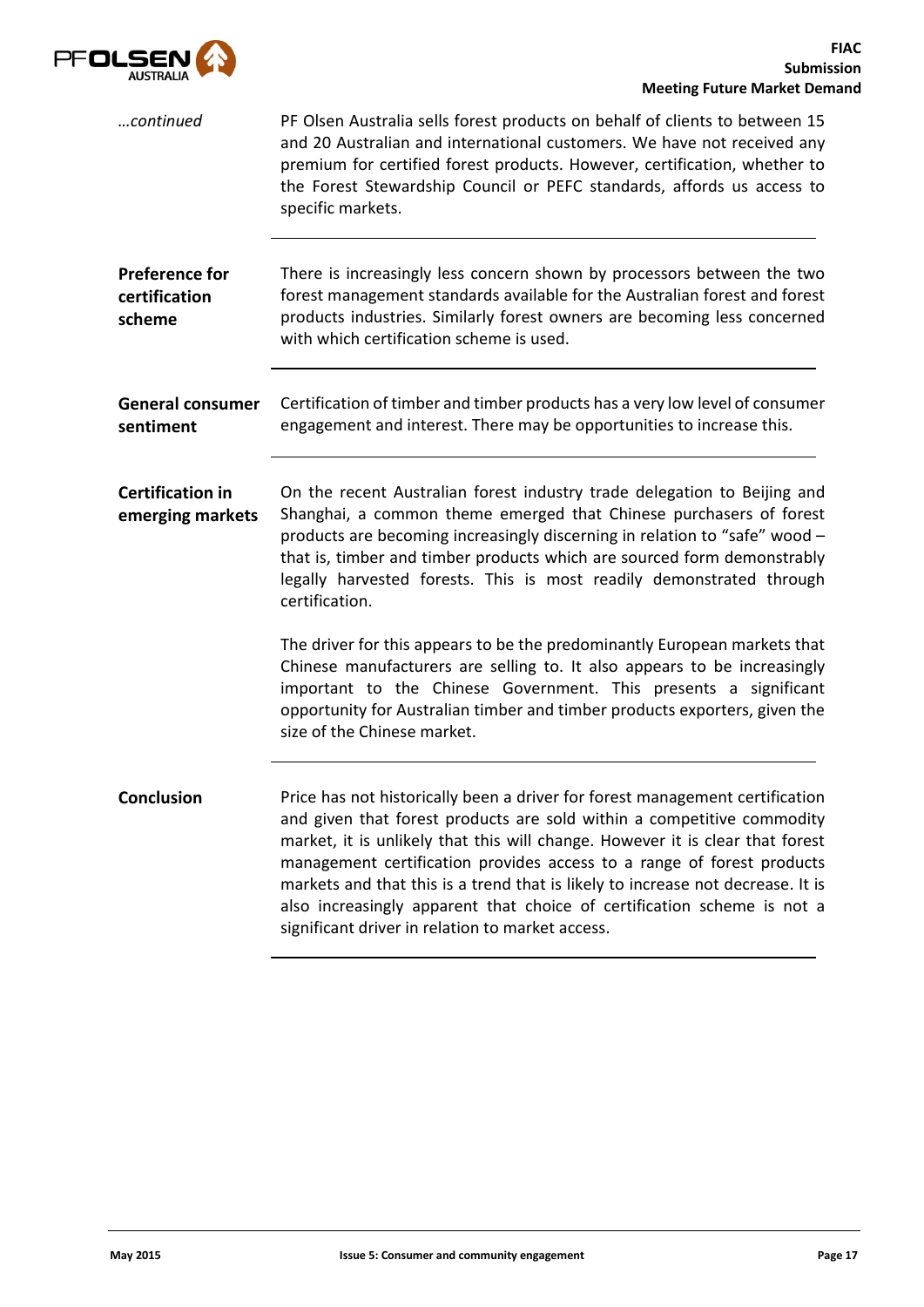*…continued*

PF Olsen Australia sells forest products on behalf of clients to between 15 and 20 Australian and international customers. We have not received any premium for certified forest products. However, certification, whether to the Forest Stewardship Council or PEFC standards, affords us access to specific markets.

**Preference for certification scheme**

There is increasingly less concern shown by processors between the two forest management standards available for the Australian forest and forest products industries. Similarly forest owners are becoming less concerned with which certification scheme is used.

**General consumer sentiment**

Certification of timber and timber products has a very low level of consumer engagement and interest. There may be opportunities to increase this.

**Certification in emerging markets**

On the recent Australian forest industry trade delegation to Beijing and Shanghai, a common theme emerged that Chinese purchasers of forest products are becoming increasingly discerning in relation to "safe" wood – that is, timber and timber products which are sourced form demonstrably legally harvested forests. This is most readily demonstrated through certification.

The driver for this appears to be the predominantly European markets that Chinese manufacturers are selling to. It also appears to be increasingly important to the Chinese Government. This presents a significant opportunity for Australian timber and timber products exporters, given the size of the Chinese market.

**Conclusion**

Price has not historically been a driver for forest management certification and given that forest products are sold within a competitive commodity market, it is unlikely that this will change. However it is clear that forest management certification provides access to a range of forest products markets and that this is a trend that is likely to increase not decrease. It is also increasingly apparent that choice of certification scheme is not a significant driver in relation to market access.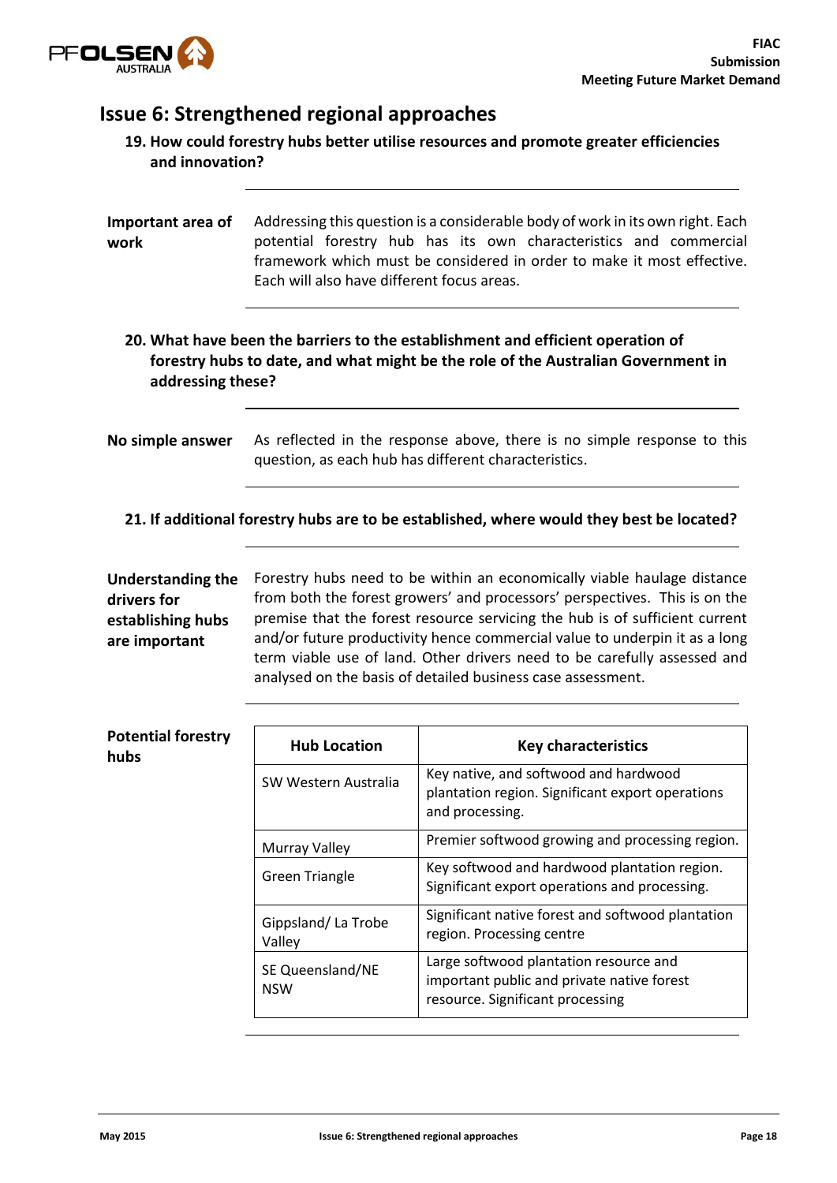# Issue 6: Strengthened regional approaches

### 19. How could forestry hubs better utilise resources and promote greater efficiencies and innovation?

**Important area of work**

Addressing this question is a considerable body of work in its own right. Each potential forestry hub has its own characteristics and commercial framework which must be considered in order to make it most effective. Each will also have different focus areas.

### 20. What have been the barriers to the establishment and efficient operation of forestry hubs to date, and what might be the role of the Australian Government in addressing these?

**No simple answer**

As reflected in the response above, there is no simple response to this question, as each hub has different characteristics.

### 21. If additional forestry hubs are to be established, where would they best be located?

**Understanding the drivers for establishing hubs are important**

Forestry hubs need to be within an economically viable haulage distance from both the forest growers' and processors' perspectives. This is on the premise that the forest resource servicing the hub is of sufficient current and/or future productivity hence commercial value to underpin it as a long term viable use of land. Other drivers need to be carefully assessed and analysed on the basis of detailed business case assessment.

**Potential forestry hubs**

| Hub Location | Key characteristics |
|---|---|
| SW Western Australia | Key native, and softwood and hardwood plantation region. Significant export operations and processing. |
| Murray Valley | Premier softwood growing and processing region. |
| Green Triangle | Key softwood and hardwood plantation region. Significant export operations and processing. |
| Gippsland/ La Trobe Valley | Significant native forest and softwood plantation region. Processing centre |
| SE Queensland/NE NSW | Large softwood plantation resource and important public and private native forest resource. Significant processing |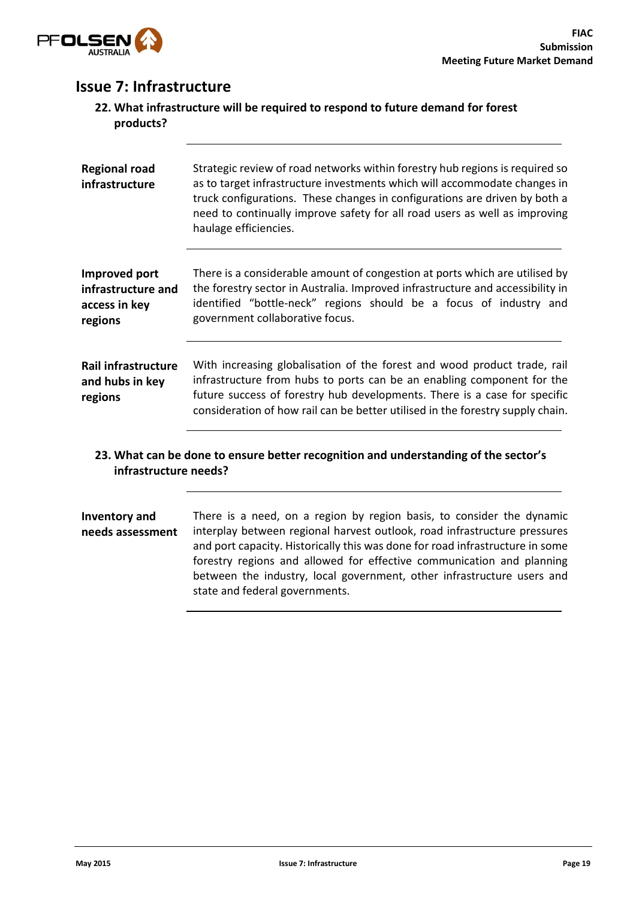## Issue 7: Infrastructure

### 22. What infrastructure will be required to respond to future demand for forest products?

| | |
|---|---|
| **Regional road infrastructure** | Strategic review of road networks within forestry hub regions is required so as to target infrastructure investments which will accommodate changes in truck configurations. These changes in configurations are driven by both a need to continually improve safety for all road users as well as improving haulage efficiencies. |
| **Improved port infrastructure and access in key regions** | There is a considerable amount of congestion at ports which are utilised by the forestry sector in Australia. Improved infrastructure and accessibility in identified "bottle-neck" regions should be a focus of industry and government collaborative focus. |
| **Rail infrastructure and hubs in key regions** | With increasing globalisation of the forest and wood product trade, rail infrastructure from hubs to ports can be an enabling component for the future success of forestry hub developments. There is a case for specific consideration of how rail can be better utilised in the forestry supply chain. |

### 23. What can be done to ensure better recognition and understanding of the sector's infrastructure needs?

| | |
|---|---|
| **Inventory and needs assessment** | There is a need, on a region by region basis, to consider the dynamic interplay between regional harvest outlook, road infrastructure pressures and port capacity. Historically this was done for road infrastructure in some forestry regions and allowed for effective communication and planning between the industry, local government, other infrastructure users and state and federal governments. |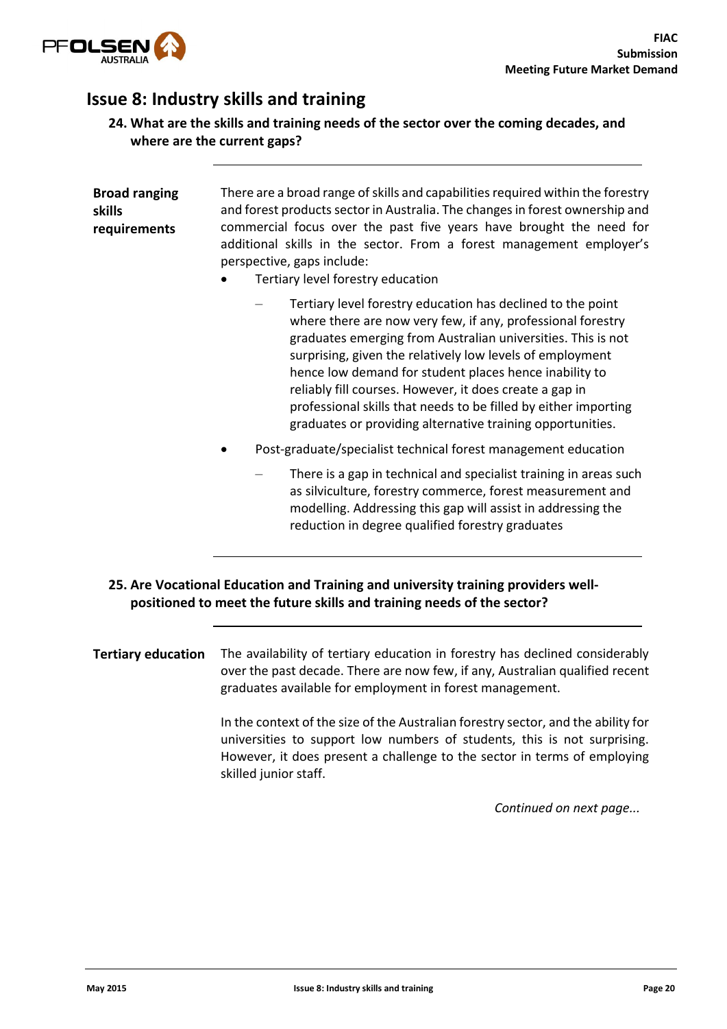# Issue 8: Industry skills and training

### 24. What are the skills and training needs of the sector over the coming decades, and where are the current gaps?

**Broad ranging skills requirements**

There are a broad range of skills and capabilities required within the forestry and forest products sector in Australia. The changes in forest ownership and commercial focus over the past five years have brought the need for additional skills in the sector. From a forest management employer's perspective, gaps include:

- Tertiary level forestry education
  - Tertiary level forestry education has declined to the point where there are now very few, if any, professional forestry graduates emerging from Australian universities. This is not surprising, given the relatively low levels of employment hence low demand for student places hence inability to reliably fill courses. However, it does create a gap in professional skills that needs to be filled by either importing graduates or providing alternative training opportunities.
- Post-graduate/specialist technical forest management education
  - There is a gap in technical and specialist training in areas such as silviculture, forestry commerce, forest measurement and modelling. Addressing this gap will assist in addressing the reduction in degree qualified forestry graduates

### 25. Are Vocational Education and Training and university training providers well-positioned to meet the future skills and training needs of the sector?

**Tertiary education**

The availability of tertiary education in forestry has declined considerably over the past decade. There are now few, if any, Australian qualified recent graduates available for employment in forest management.

In the context of the size of the Australian forestry sector, and the ability for universities to support low numbers of students, this is not surprising. However, it does present a challenge to the sector in terms of employing skilled junior staff.

*Continued on next page...*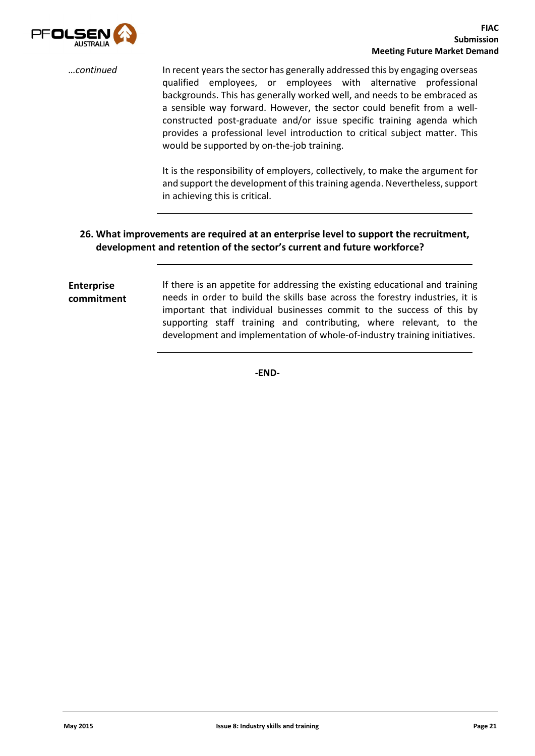*…continued*

In recent years the sector has generally addressed this by engaging overseas qualified employees, or employees with alternative professional backgrounds. This has generally worked well, and needs to be embraced as a sensible way forward. However, the sector could benefit from a well-constructed post-graduate and/or issue specific training agenda which provides a professional level introduction to critical subject matter. This would be supported by on-the-job training.

It is the responsibility of employers, collectively, to make the argument for and support the development of this training agenda. Nevertheless, support in achieving this is critical.

---

### 26. What improvements are required at an enterprise level to support the recruitment, development and retention of the sector's current and future workforce?

---

**Enterprise commitment**

If there is an appetite for addressing the existing educational and training needs in order to build the skills base across the forestry industries, it is important that individual businesses commit to the success of this by supporting staff training and contributing, where relevant, to the development and implementation of whole-of-industry training initiatives.

---

**-END-**